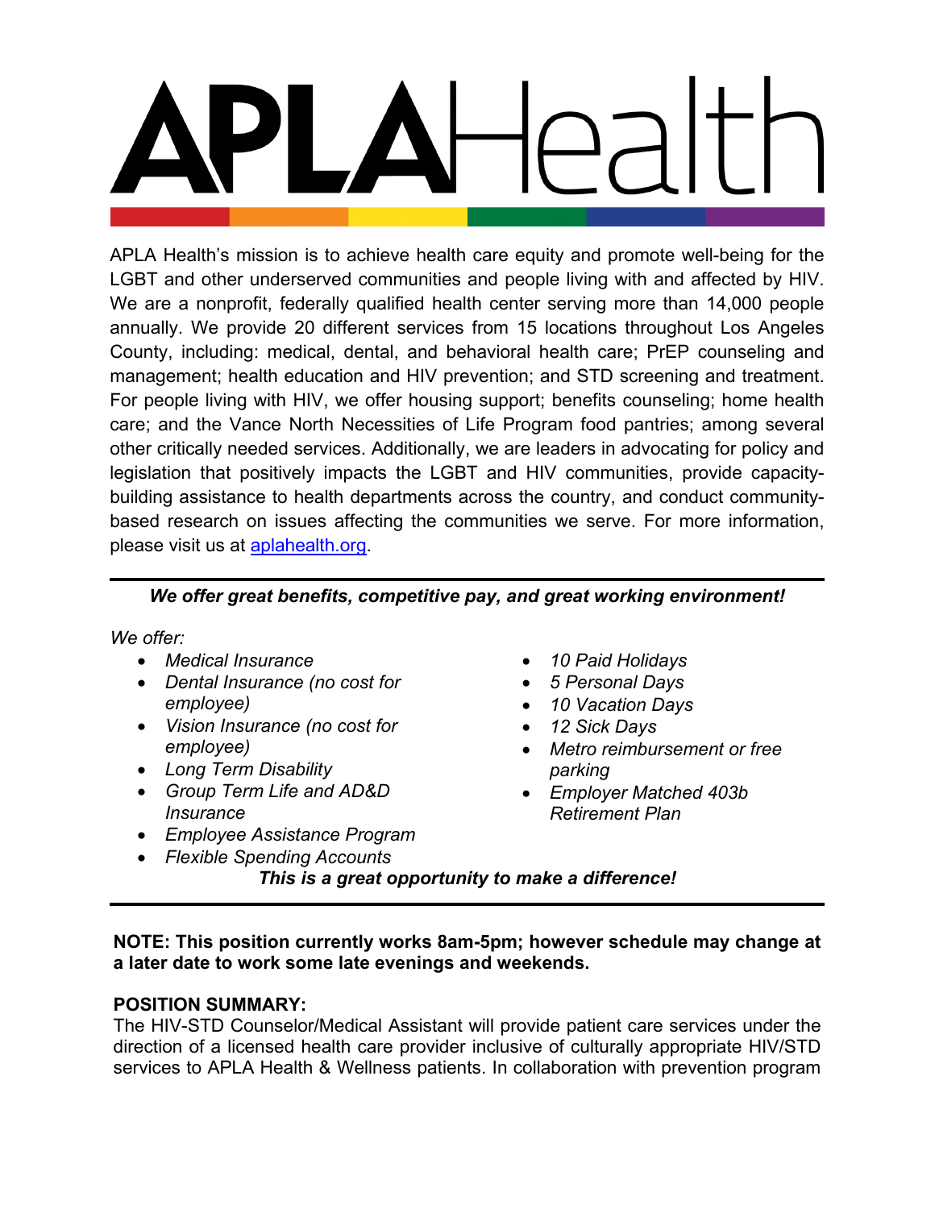# APLA Health

APLA Health's mission is to achieve health care equity and promote well-being for the LGBT and other underserved communities and people living with and affected by HIV. We are a nonprofit, federally qualified health center serving more than 14,000 people annually. We provide 20 different services from 15 locations throughout Los Angeles County, including: medical, dental, and behavioral health care; PrEP counseling and management; health education and HIV prevention; and STD screening and treatment. For people living with HIV, we offer housing support; benefits counseling; home health care; and the Vance North Necessities of Life Program food pantries; among several other critically needed services. Additionally, we are leaders in advocating for policy and legislation that positively impacts the LGBT and HIV communities, provide capacity-building assistance to health departments across the country, and conduct community-based research on issues affecting the communities we serve. For more information, please visit us at [aplahealth.org](aplahealth.org).

---

***We offer great benefits, competitive pay, and great working environment!***

*We offer:*

- *Medical Insurance*
- *Dental Insurance (no cost for employee)*
- *Vision Insurance (no cost for employee)*
- *Long Term Disability*
- *Group Term Life and AD&D Insurance*
- *Employee Assistance Program*
- *Flexible Spending Accounts*
- *10 Paid Holidays*
- *5 Personal Days*
- *10 Vacation Days*
- *12 Sick Days*
- *Metro reimbursement or free parking*
- *Employer Matched 403b Retirement Plan*

***This is a great opportunity to make a difference!***

---

**NOTE: This position currently works 8am-5pm; however schedule may change at a later date to work some late evenings and weekends.**

**POSITION SUMMARY:**

The HIV-STD Counselor/Medical Assistant will provide patient care services under the direction of a licensed health care provider inclusive of culturally appropriate HIV/STD services to APLA Health & Wellness patients. In collaboration with prevention program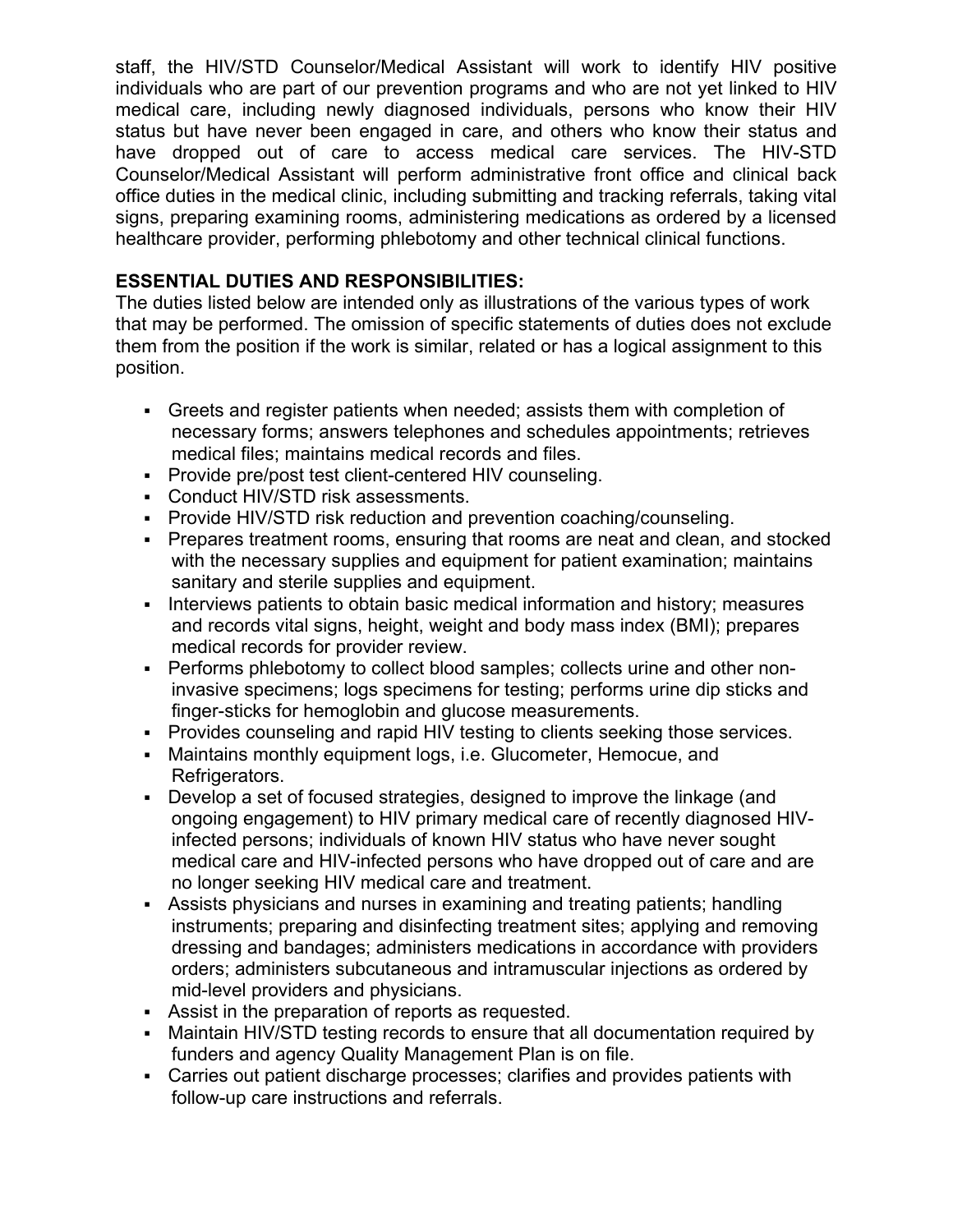staff, the HIV/STD Counselor/Medical Assistant will work to identify HIV positive individuals who are part of our prevention programs and who are not yet linked to HIV medical care, including newly diagnosed individuals, persons who know their HIV status but have never been engaged in care, and others who know their status and have dropped out of care to access medical care services. The HIV-STD Counselor/Medical Assistant will perform administrative front office and clinical back office duties in the medical clinic, including submitting and tracking referrals, taking vital signs, preparing examining rooms, administering medications as ordered by a licensed healthcare provider, performing phlebotomy and other technical clinical functions.

**ESSENTIAL DUTIES AND RESPONSIBILITIES:**

The duties listed below are intended only as illustrations of the various types of work that may be performed. The omission of specific statements of duties does not exclude them from the position if the work is similar, related or has a logical assignment to this position.

- Greets and register patients when needed; assists them with completion of necessary forms; answers telephones and schedules appointments; retrieves medical files; maintains medical records and files.
- Provide pre/post test client-centered HIV counseling.
- Conduct HIV/STD risk assessments.
- Provide HIV/STD risk reduction and prevention coaching/counseling.
- Prepares treatment rooms, ensuring that rooms are neat and clean, and stocked with the necessary supplies and equipment for patient examination; maintains sanitary and sterile supplies and equipment.
- Interviews patients to obtain basic medical information and history; measures and records vital signs, height, weight and body mass index (BMI); prepares medical records for provider review.
- Performs phlebotomy to collect blood samples; collects urine and other non-invasive specimens; logs specimens for testing; performs urine dip sticks and finger-sticks for hemoglobin and glucose measurements.
- Provides counseling and rapid HIV testing to clients seeking those services.
- Maintains monthly equipment logs, i.e. Glucometer, Hemocue, and Refrigerators.
- Develop a set of focused strategies, designed to improve the linkage (and ongoing engagement) to HIV primary medical care of recently diagnosed HIV-infected persons; individuals of known HIV status who have never sought medical care and HIV-infected persons who have dropped out of care and are no longer seeking HIV medical care and treatment.
- Assists physicians and nurses in examining and treating patients; handling instruments; preparing and disinfecting treatment sites; applying and removing dressing and bandages; administers medications in accordance with providers orders; administers subcutaneous and intramuscular injections as ordered by mid-level providers and physicians.
- Assist in the preparation of reports as requested.
- Maintain HIV/STD testing records to ensure that all documentation required by funders and agency Quality Management Plan is on file.
- Carries out patient discharge processes; clarifies and provides patients with follow-up care instructions and referrals.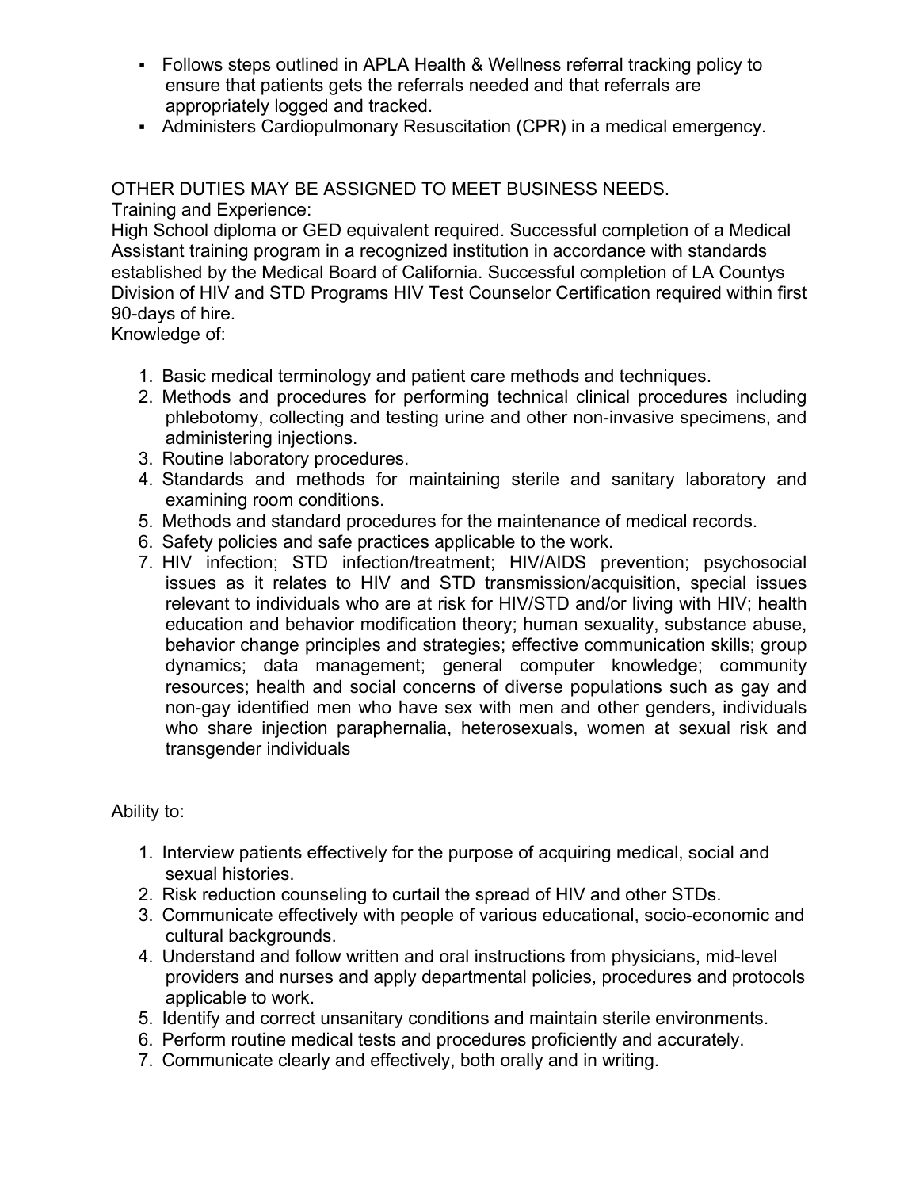- Follows steps outlined in APLA Health & Wellness referral tracking policy to ensure that patients gets the referrals needed and that referrals are appropriately logged and tracked.
- Administers Cardiopulmonary Resuscitation (CPR) in a medical emergency.

OTHER DUTIES MAY BE ASSIGNED TO MEET BUSINESS NEEDS.

Training and Experience:

High School diploma or GED equivalent required. Successful completion of a Medical Assistant training program in a recognized institution in accordance with standards established by the Medical Board of California. Successful completion of LA Countys Division of HIV and STD Programs HIV Test Counselor Certification required within first 90-days of hire.

Knowledge of:

1. Basic medical terminology and patient care methods and techniques.
2. Methods and procedures for performing technical clinical procedures including phlebotomy, collecting and testing urine and other non-invasive specimens, and administering injections.
3. Routine laboratory procedures.
4. Standards and methods for maintaining sterile and sanitary laboratory and examining room conditions.
5. Methods and standard procedures for the maintenance of medical records.
6. Safety policies and safe practices applicable to the work.
7. HIV infection; STD infection/treatment; HIV/AIDS prevention; psychosocial issues as it relates to HIV and STD transmission/acquisition, special issues relevant to individuals who are at risk for HIV/STD and/or living with HIV; health education and behavior modification theory; human sexuality, substance abuse, behavior change principles and strategies; effective communication skills; group dynamics; data management; general computer knowledge; community resources; health and social concerns of diverse populations such as gay and non-gay identified men who have sex with men and other genders, individuals who share injection paraphernalia, heterosexuals, women at sexual risk and transgender individuals

Ability to:

1. Interview patients effectively for the purpose of acquiring medical, social and sexual histories.
2. Risk reduction counseling to curtail the spread of HIV and other STDs.
3. Communicate effectively with people of various educational, socio-economic and cultural backgrounds.
4. Understand and follow written and oral instructions from physicians, mid-level providers and nurses and apply departmental policies, procedures and protocols applicable to work.
5. Identify and correct unsanitary conditions and maintain sterile environments.
6. Perform routine medical tests and procedures proficiently and accurately.
7. Communicate clearly and effectively, both orally and in writing.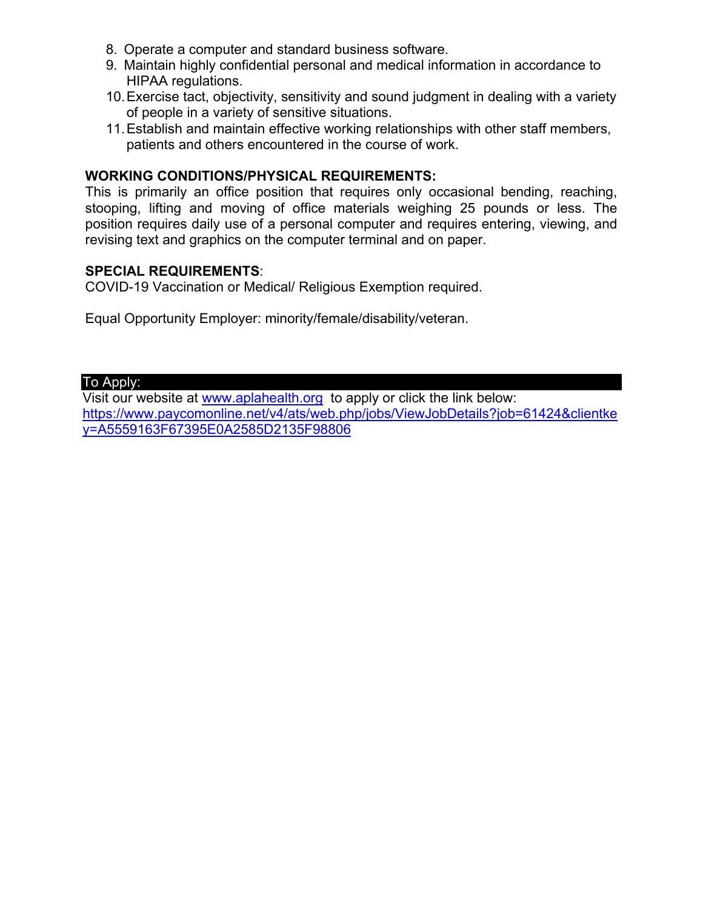8. Operate a computer and standard business software.
9. Maintain highly confidential personal and medical information in accordance to HIPAA regulations.
10. Exercise tact, objectivity, sensitivity and sound judgment in dealing with a variety of people in a variety of sensitive situations.
11. Establish and maintain effective working relationships with other staff members, patients and others encountered in the course of work.

**WORKING CONDITIONS/PHYSICAL REQUIREMENTS:**

This is primarily an office position that requires only occasional bending, reaching, stooping, lifting and moving of office materials weighing 25 pounds or less. The position requires daily use of a personal computer and requires entering, viewing, and revising text and graphics on the computer terminal and on paper.

**SPECIAL REQUIREMENTS**:

COVID-19 Vaccination or Medical/ Religious Exemption required.

Equal Opportunity Employer: minority/female/disability/veteran.

**To Apply:**

Visit our website at [www.aplahealth.org](http://www.aplahealth.org) to apply or click the link below:
[https://www.paycomonline.net/v4/ats/web.php/jobs/ViewJobDetails?job=61424&clientkey=A5559163F67395E0A2585D2135F98806](https://www.paycomonline.net/v4/ats/web.php/jobs/ViewJobDetails?job=61424&clientkey=A5559163F67395E0A2585D2135F98806)